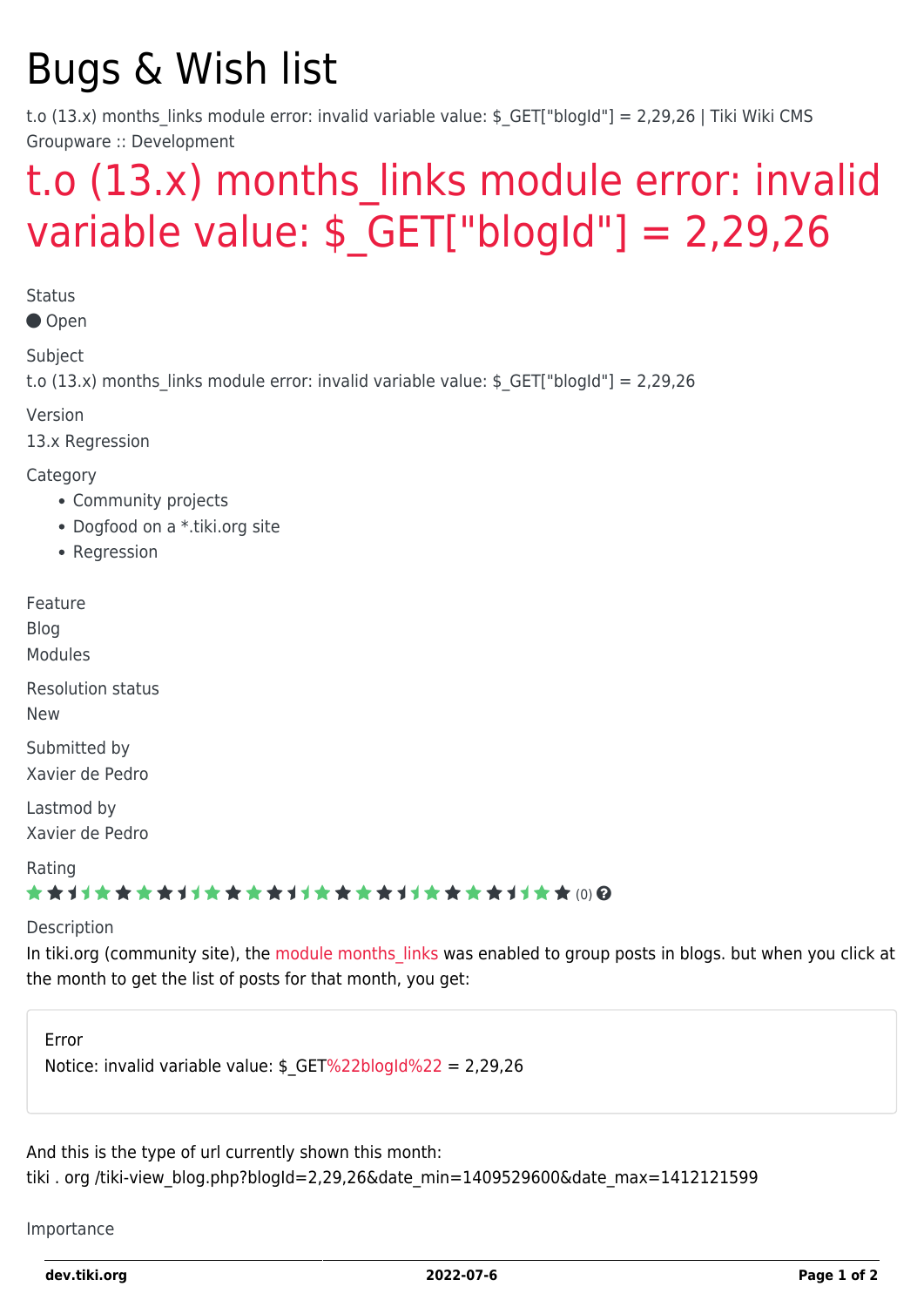# Bugs & Wish list

t.o (13.x) months_links module error: invalid variable value: $_GET["blogId"] = 2,29,26 | Tiki Wiki CMS Groupware :: Development

## t.o (13.x) months_links module error: invalid variable value: $_GET["blogId"] = 2,29,26

Status

Open

Subject

t.o (13.x) months_links module error: invalid variable value: $_GET["blogId"] = 2,29,26

Version

13.x Regression

Category

- Community projects
- Dogfood on a *.tiki.org site
- Regression

Feature

Blog

Modules

Resolution status

New

Submitted by

Xavier de Pedro

Lastmod by

Xavier de Pedro

Rating

(0)

Description

In tiki.org (community site), the module months_links was enabled to group posts in blogs. but when you click at the month to get the list of posts for that month, you get:

```
Error
Notice: invalid variable value: $_GET%22blogId%22 = 2,29,26
```

And this is the type of url currently shown this month:

tiki . org /tiki-view_blog.php?blogId=2,29,26&date_min=1409529600&date_max=1412121599

Importance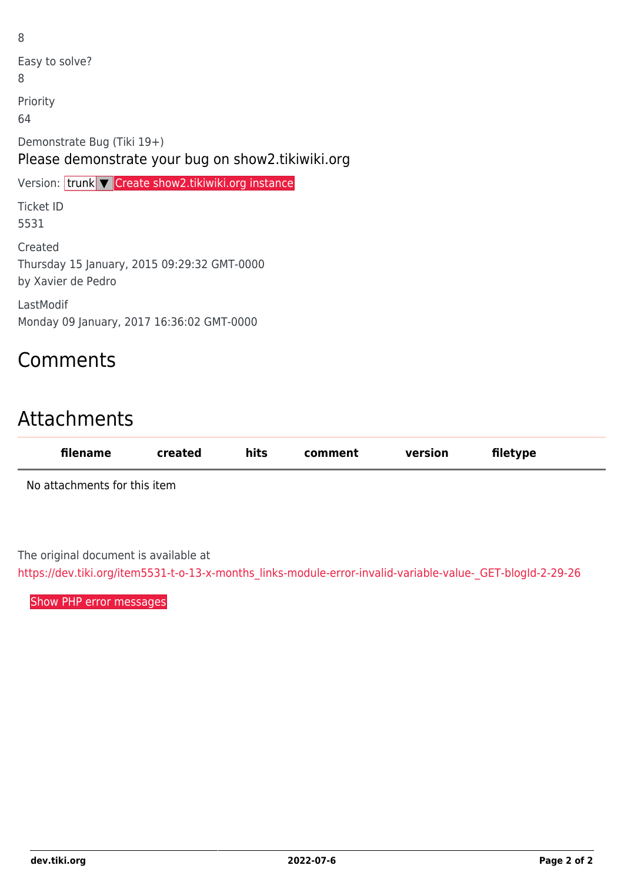8

Easy to solve?

8

Priority

64

Demonstrate Bug (Tiki 19+)

Please demonstrate your bug on show2.tikiwiki.org

Version: trunk ▼ Create show2.tikiwiki.org instance

Ticket ID

5531

Created

Thursday 15 January, 2015 09:29:32 GMT-0000
by Xavier de Pedro

LastModif

Monday 09 January, 2017 16:36:02 GMT-0000

# Comments

# Attachments

| filename | created | hits | comment | version | filetype |
|---|---|---|---|---|---|
| No attachments for this item | | | | | |

The original document is available at
https://dev.tiki.org/item5531-t-o-13-x-months_links-module-error-invalid-variable-value-_GET-blogId-2-29-26

Show PHP error messages